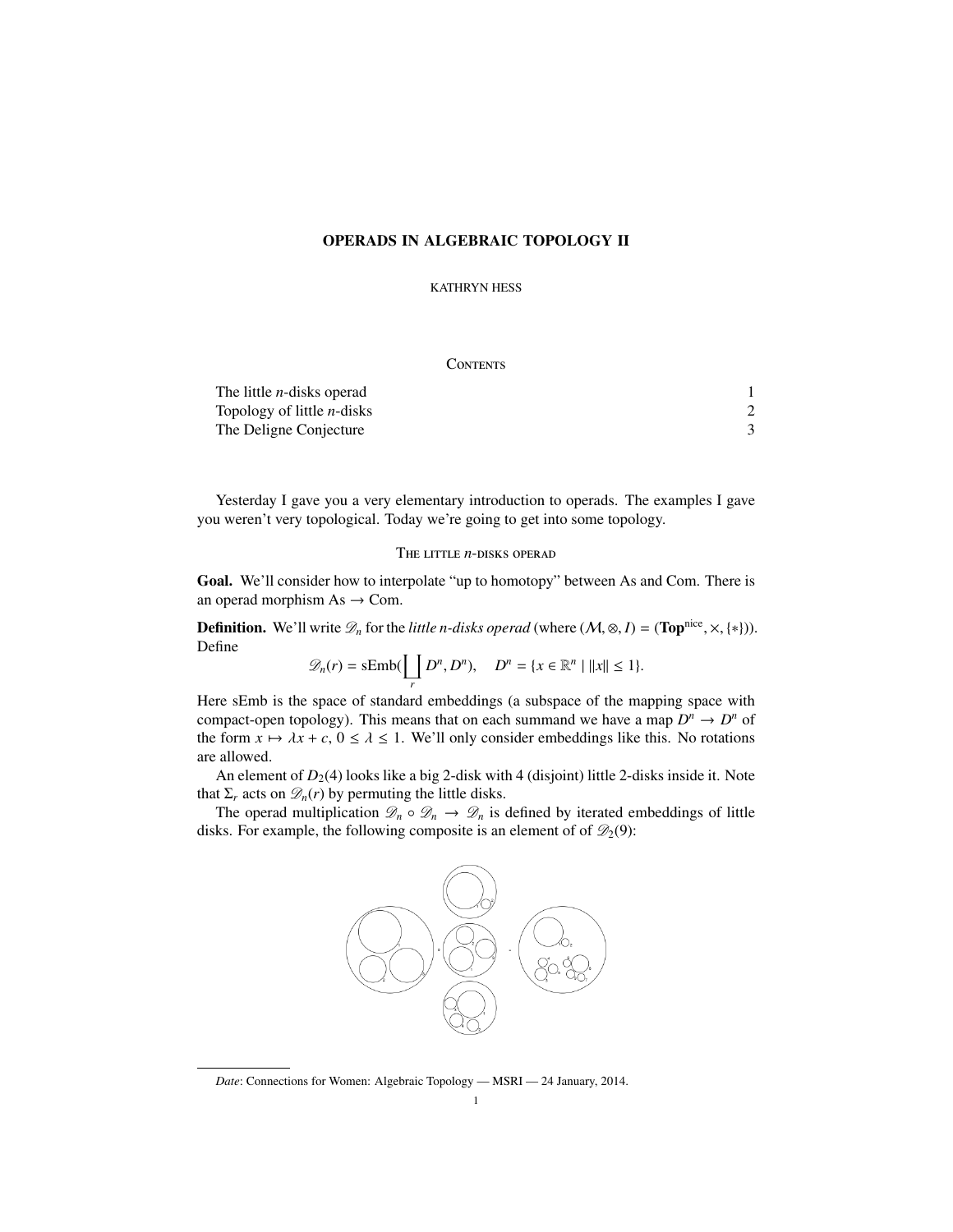# OPERADS IN ALGEBRAIC TOPOLOGY II

KATHRYN HESS

## Contents

The little $n$-disks operad 1
Topology of little $n$-disks 2
The Deligne Conjecture 3

Yesterday I gave you a very elementary introduction to operads. The examples I gave you weren't very topological. Today we're going to get into some topology.

## The little $n$-disks operad

**Goal.** We'll consider how to interpolate "up to homotopy" between As and Com. There is an operad morphism As $\to$ Com.

**Definition.** We'll write $\mathscr{D}_n$ for the *little n-disks operad* (where $(\mathcal{M}, \otimes, I) = (\mathbf{Top}^{\text{nice}}, \times, \{*\})$). Define

$$\mathscr{D}_n(r) = \text{sEmb}(\coprod_r D^n, D^n), \quad D^n = \{x \in \mathbb{R}^n \mid \|x\| \leq 1\}.$$

Here sEmb is the space of standard embeddings (a subspace of the mapping space with compact-open topology). This means that on each summand we have a map $D^n \to D^n$ of the form $x \mapsto \lambda x + c$, $0 \leq \lambda \leq 1$. We'll only consider embeddings like this. No rotations are allowed.

An element of $D_2(4)$ looks like a big 2-disk with 4 (disjoint) little 2-disks inside it. Note that $\Sigma_r$ acts on $\mathscr{D}_n(r)$ by permuting the little disks.

The operad multiplication $\mathscr{D}_n \circ \mathscr{D}_n \to \mathscr{D}_n$ is defined by iterated embeddings of little disks. For example, the following composite is an element of of $\mathscr{D}_2(9)$:

*Date*: Connections for Women: Algebraic Topology — MSRI — 24 January, 2014.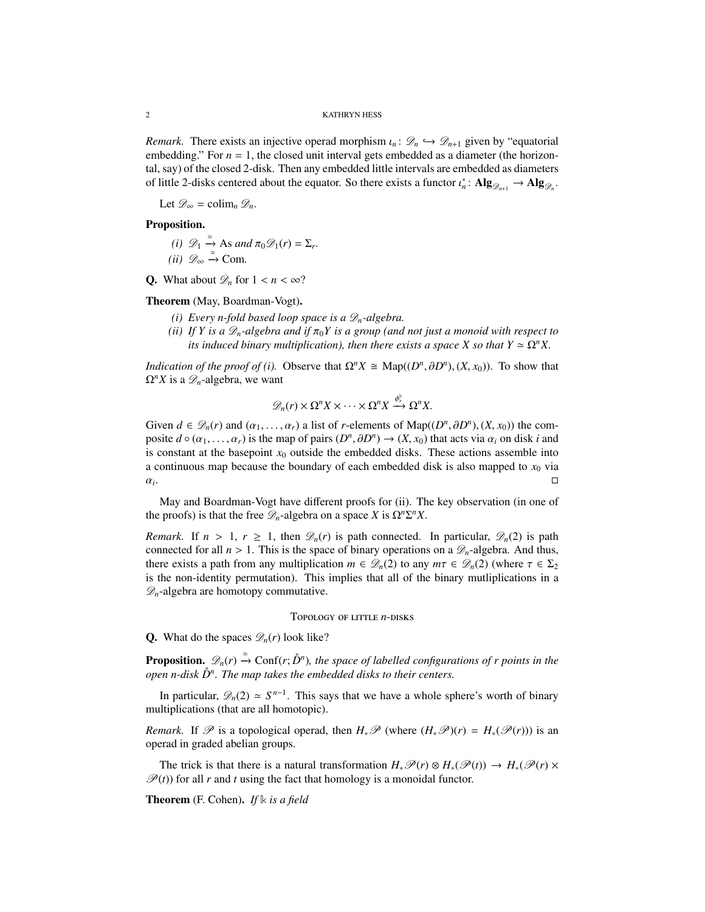*Remark.* There exists an injective operad morphism $\iota_n \colon \mathscr{D}_n \hookrightarrow \mathscr{D}_{n+1}$ given by "equatorial embedding." For $n = 1$, the closed unit interval gets embedded as a diameter (the horizontal, say) of the closed 2-disk. Then any embedded little intervals are embedded as diameters of little 2-disks centered about the equator. So there exists a functor $\iota_n^* \colon \mathbf{Alg}_{\mathscr{D}_{n+1}} \to \mathbf{Alg}_{\mathscr{D}_n}$.

Let $\mathscr{D}_\infty = \operatorname{colim}_n \mathscr{D}_n$.

**Proposition.**

*(i)* $\mathscr{D}_1 \xrightarrow{\simeq} \mathrm{As}$ *and* $\pi_0 \mathscr{D}_1(r) = \Sigma_r$.

*(ii)* $\mathscr{D}_\infty \xrightarrow{\simeq} \mathrm{Com}$.

**Q.** What about $\mathscr{D}_n$ for $1 < n < \infty$?

**Theorem** (May, Boardman-Vogt)**.**

*(i) Every n-fold based loop space is a $\mathscr{D}_n$-algebra.*

*(ii) If Y is a $\mathscr{D}_n$-algebra and if $\pi_0 Y$ is a group (and not just a monoid with respect to its induced binary multiplication), then there exists a space X so that $Y \simeq \Omega^n X$.*

*Indication of the proof of (i).* Observe that $\Omega^n X \cong \mathrm{Map}((D^n, \partial D^n), (X, x_0))$. To show that $\Omega^n X$ is a $\mathscr{D}_n$-algebra, we want

$$\mathscr{D}_n(r) \times \Omega^n X \times \cdots \times \Omega^n X \xrightarrow{\phi_r^\flat} \Omega^n X.$$

Given $d \in \mathscr{D}_n(r)$ and $(\alpha_1, \ldots, \alpha_r)$ a list of $r$-elements of $\mathrm{Map}((D^n, \partial D^n), (X, x_0))$ the composite $d \circ (\alpha_1, \ldots, \alpha_r)$ is the map of pairs $(D^n, \partial D^n) \to (X, x_0)$ that acts via $\alpha_i$ on disk $i$ and is constant at the basepoint $x_0$ outside the embedded disks. These actions assemble into a continuous map because the boundary of each embedded disk is also mapped to $x_0$ via $\alpha_i$. □

May and Boardman-Vogt have different proofs for (ii). The key observation (in one of the proofs) is that the free $\mathscr{D}_n$-algebra on a space $X$ is $\Omega^n \Sigma^n X$.

*Remark.* If $n > 1$, $r \geq 1$, then $\mathscr{D}_n(r)$ is path connected. In particular, $\mathscr{D}_n(2)$ is path connected for all $n > 1$. This is the space of binary operations on a $\mathscr{D}_n$-algebra. And thus, there exists a path from any multiplication $m \in \mathscr{D}_n(2)$ to any $m\tau \in \mathscr{D}_n(2)$ (where $\tau \in \Sigma_2$ is the non-identity permutation). This implies that all of the binary mutliplications in a $\mathscr{D}_n$-algebra are homotopy commutative.

## Topology of little $n$-disks

**Q.** What do the spaces $\mathscr{D}_n(r)$ look like?

**Proposition.** $\mathscr{D}_n(r) \xrightarrow{\simeq} \mathrm{Conf}(r; \mathring{D}^n)$*, the space of labelled configurations of r points in the open n-disk $\mathring{D}^n$. The map takes the embedded disks to their centers.*

In particular, $\mathscr{D}_n(2) \simeq S^{n-1}$. This says that we have a whole sphere's worth of binary multiplications (that are all homotopic).

*Remark.* If $\mathscr{P}$ is a topological operad, then $H_* \mathscr{P}$ (where $(H_* \mathscr{P})(r) = H_*(\mathscr{P}(r))$) is an operad in graded abelian groups.

The trick is that there is a natural transformation $H_* \mathscr{P}(r) \otimes H_*(\mathscr{P}(t)) \to H_*(\mathscr{P}(r) \times \mathscr{P}(t))$ for all $r$ and $t$ using the fact that homology is a monoidal functor.

**Theorem** (F. Cohen)**.** *If $\Bbbk$ is a field*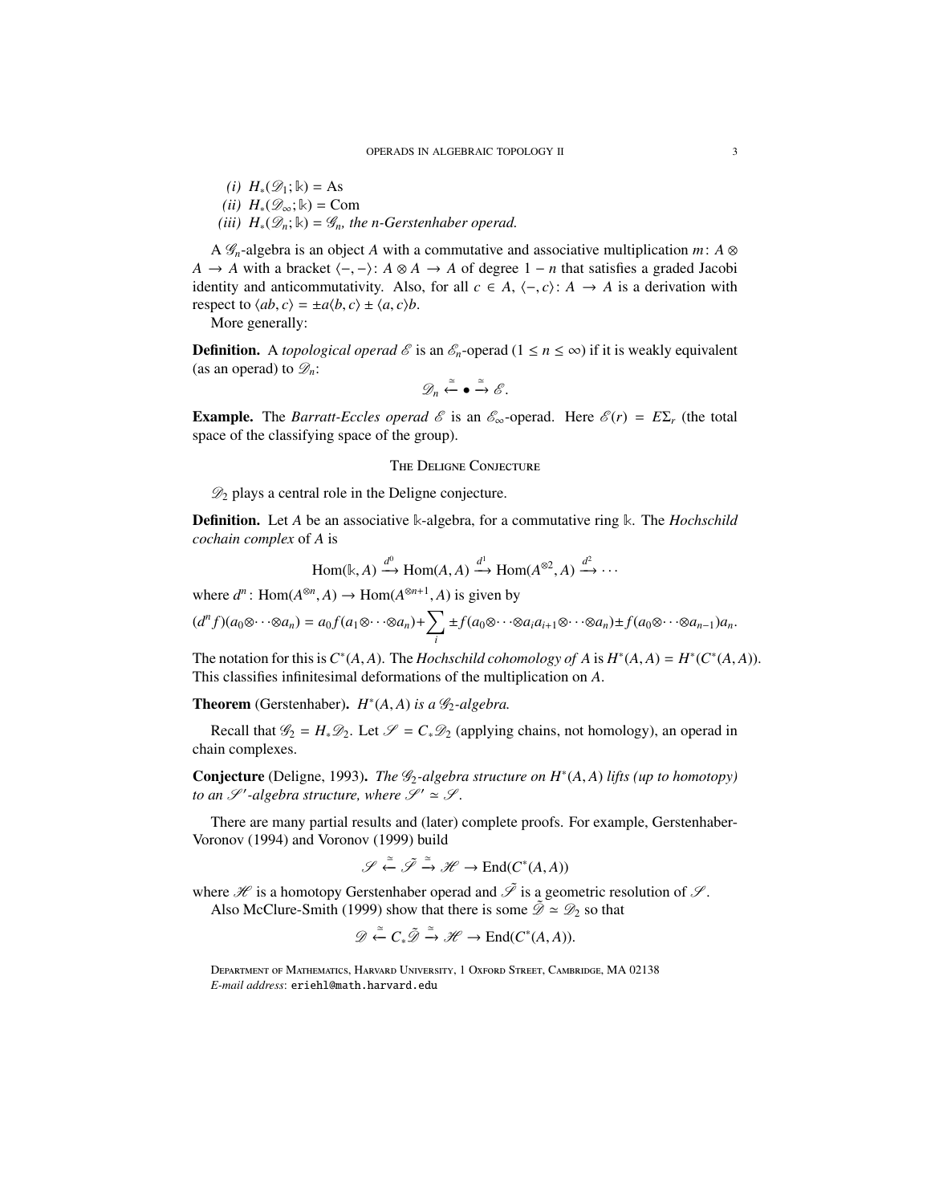*(i)* $H_*(\mathscr{D}_1; \Bbbk) = \mathrm{As}$

*(ii)* $H_*(\mathscr{D}_\infty; \Bbbk) = \mathrm{Com}$

*(iii)* $H_*(\mathscr{D}_n; \Bbbk) = \mathscr{G}_n$*, the n-Gerstenhaber operad.*

A $\mathscr{G}_n$-algebra is an object $A$ with a commutative and associative multiplication $m\colon A \otimes A \to A$ with a bracket $\langle -, - \rangle\colon A \otimes A \to A$ of degree $1 - n$ that satisfies a graded Jacobi identity and anticommutativity. Also, for all $c \in A$, $\langle -, c \rangle\colon A \to A$ is a derivation with respect to $\langle ab, c \rangle = \pm a \langle b, c \rangle \pm \langle a, c \rangle b$.

More generally:

**Definition.** A *topological operad* $\mathscr{E}$ is an $\mathscr{E}_n$-operad ($1 \leq n \leq \infty$) if it is weakly equivalent (as an operad) to $\mathscr{D}_n$:

$$\mathscr{D}_n \xleftarrow{\simeq} \bullet \xrightarrow{\simeq} \mathscr{E}.$$

**Example.** The *Barratt-Eccles operad* $\mathscr{E}$ is an $\mathscr{E}_\infty$-operad. Here $\mathscr{E}(r) = E\Sigma_r$ (the total space of the classifying space of the group).

## The Deligne Conjecture

$\mathscr{D}_2$ plays a central role in the Deligne conjecture.

**Definition.** Let $A$ be an associative $\Bbbk$-algebra, for a commutative ring $\Bbbk$. The *Hochschild cochain complex* of $A$ is

$$\mathrm{Hom}(\Bbbk, A) \xrightarrow{d^0} \mathrm{Hom}(A, A) \xrightarrow{d^1} \mathrm{Hom}(A^{\otimes 2}, A) \xrightarrow{d^2} \cdots$$

where $d^n\colon \mathrm{Hom}(A^{\otimes n}, A) \to \mathrm{Hom}(A^{\otimes n+1}, A)$ is given by

$$(d^n f)(a_0 \otimes \cdots \otimes a_n) = a_0 f(a_1 \otimes \cdots \otimes a_n) + \sum_i \pm f(a_0 \otimes \cdots \otimes a_i a_{i+1} \otimes \cdots \otimes a_n) \pm f(a_0 \otimes \cdots \otimes a_{n-1}) a_n.$$

The notation for this is $C^*(A, A)$. The *Hochschild cohomology of A* is $H^*(A, A) = H^*(C^*(A, A))$. This classifies infinitesimal deformations of the multiplication on $A$.

**Theorem** (Gerstenhaber). *$H^*(A, A)$ is a $\mathscr{G}_2$-algebra.*

Recall that $\mathscr{G}_2 = H_*\mathscr{D}_2$. Let $\mathscr{S} = C_*\mathscr{D}_2$ (applying chains, not homology), an operad in chain complexes.

**Conjecture** (Deligne, 1993). *The $\mathscr{G}_2$-algebra structure on $H^*(A, A)$ lifts (up to homotopy) to an $\mathscr{S}'$-algebra structure, where $\mathscr{S}' \simeq \mathscr{S}$.*

There are many partial results and (later) complete proofs. For example, Gerstenhaber-Voronov (1994) and Voronov (1999) build

$$\mathscr{S} \xleftarrow{\simeq} \tilde{\mathscr{S}} \xrightarrow{\simeq} \mathscr{H} \to \mathrm{End}(C^*(A, A))$$

where $\mathscr{H}$ is a homotopy Gerstenhaber operad and $\tilde{\mathscr{S}}$ is a geometric resolution of $\mathscr{S}$.

Also McClure-Smith (1999) show that there is some $\tilde{\mathscr{D}} \simeq \mathscr{D}_2$ so that

$$\mathscr{D} \xleftarrow{\simeq} C_*\tilde{\mathscr{D}} \xrightarrow{\simeq} \mathscr{H} \to \mathrm{End}(C^*(A, A)).$$

Department of Mathematics, Harvard University, 1 Oxford Street, Cambridge, MA 02138
*E-mail address*: eriehl@math.harvard.edu